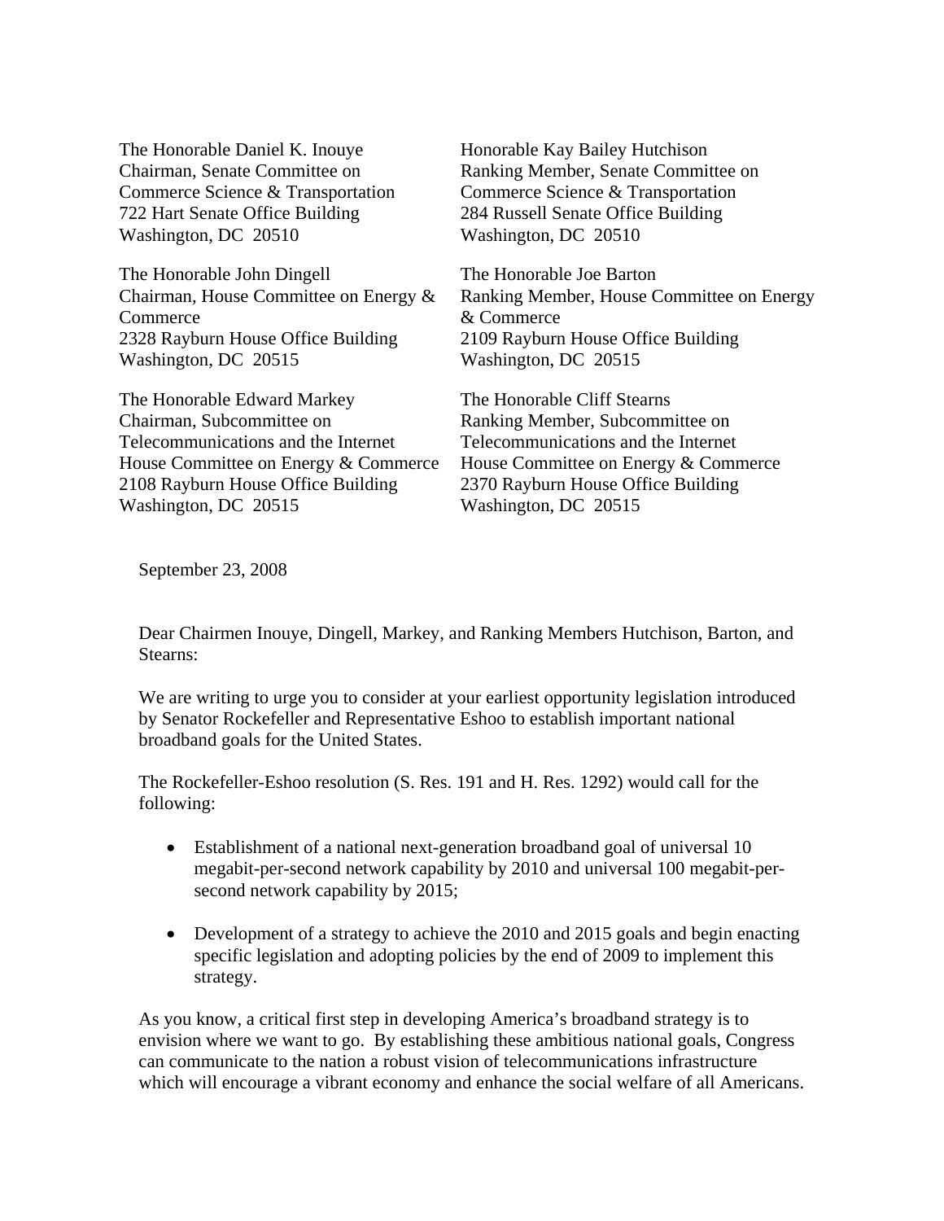The Honorable Daniel K. Inouye
Chairman, Senate Committee on Commerce Science & Transportation
722 Hart Senate Office Building
Washington, DC 20510

Honorable Kay Bailey Hutchison
Ranking Member, Senate Committee on Commerce Science & Transportation
284 Russell Senate Office Building
Washington, DC 20510

The Honorable John Dingell
Chairman, House Committee on Energy & Commerce
2328 Rayburn House Office Building
Washington, DC 20515

The Honorable Joe Barton
Ranking Member, House Committee on Energy & Commerce
2109 Rayburn House Office Building
Washington, DC 20515

The Honorable Edward Markey
Chairman, Subcommittee on Telecommunications and the Internet
House Committee on Energy & Commerce
2108 Rayburn House Office Building
Washington, DC 20515

The Honorable Cliff Stearns
Ranking Member, Subcommittee on Telecommunications and the Internet
House Committee on Energy & Commerce
2370 Rayburn House Office Building
Washington, DC 20515

September 23, 2008

Dear Chairmen Inouye, Dingell, Markey, and Ranking Members Hutchison, Barton, and Stearns:

We are writing to urge you to consider at your earliest opportunity legislation introduced by Senator Rockefeller and Representative Eshoo to establish important national broadband goals for the United States.

The Rockefeller-Eshoo resolution (S. Res. 191 and H. Res. 1292) would call for the following:

- Establishment of a national next-generation broadband goal of universal 10 megabit-per-second network capability by 2010 and universal 100 megabit-per-second network capability by 2015;
- Development of a strategy to achieve the 2010 and 2015 goals and begin enacting specific legislation and adopting policies by the end of 2009 to implement this strategy.

As you know, a critical first step in developing America's broadband strategy is to envision where we want to go. By establishing these ambitious national goals, Congress can communicate to the nation a robust vision of telecommunications infrastructure which will encourage a vibrant economy and enhance the social welfare of all Americans.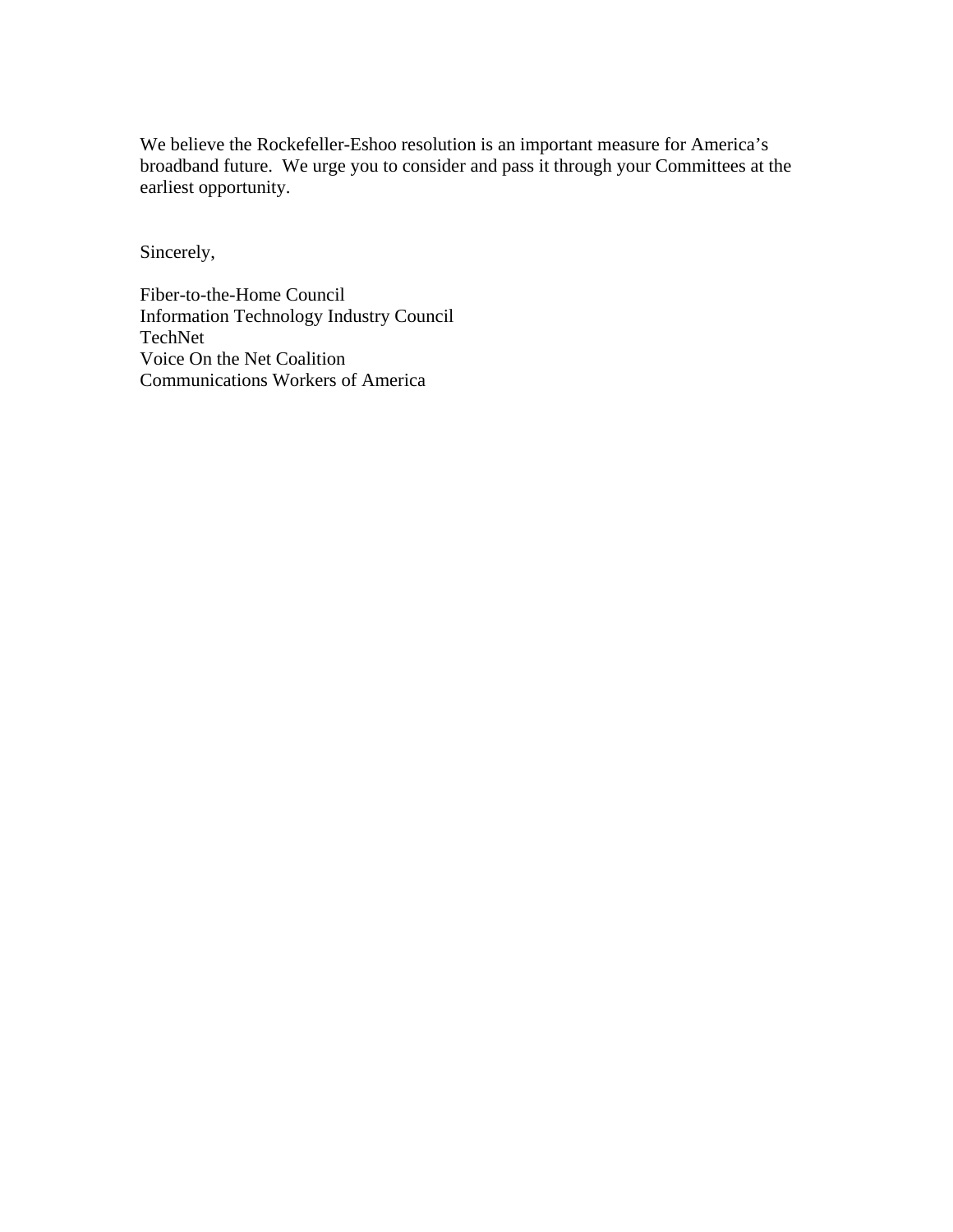We believe the Rockefeller-Eshoo resolution is an important measure for America's broadband future. We urge you to consider and pass it through your Committees at the earliest opportunity.

Sincerely,

Fiber-to-the-Home Council  
Information Technology Industry Council  
TechNet  
Voice On the Net Coalition  
Communications Workers of America